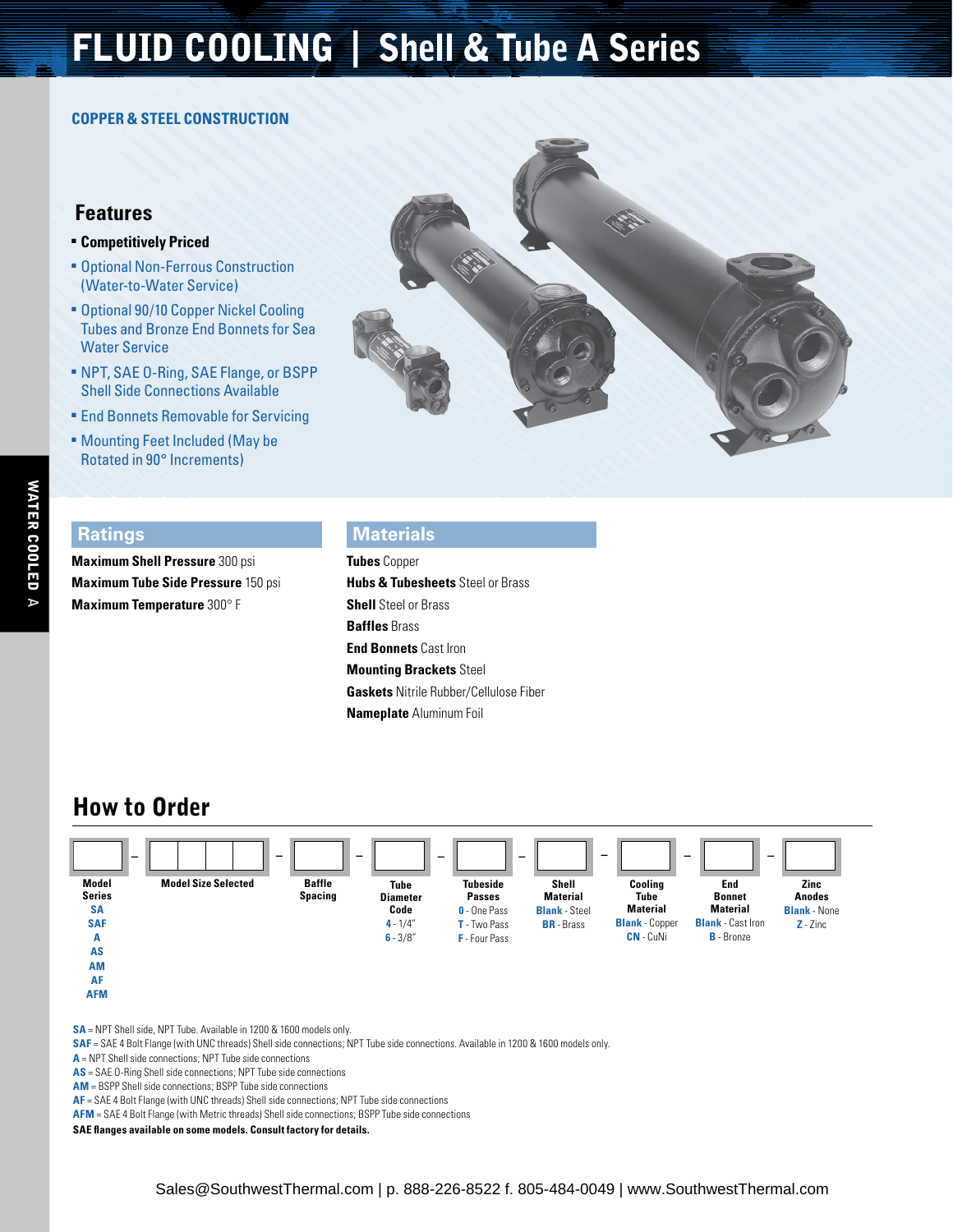# FLUID COOLING | Shell & Tube A Series

**COPPER & STEEL CONSTRUCTION**

## Features

- **Competitively Priced**
- Optional Non-Ferrous Construction (Water-to-Water Service)
- Optional 90/10 Copper Nickel Cooling Tubes and Bronze End Bonnets for Sea Water Service
- NPT, SAE O-Ring, SAE Flange, or BSPP Shell Side Connections Available
- End Bonnets Removable for Servicing
- Mounting Feet Included (May be Rotated in 90° Increments)

## Ratings

**Maximum Shell Pressure** 300 psi
**Maximum Tube Side Pressure** 150 psi
**Maximum Temperature** 300° F

## Materials

**Tubes** Copper
**Hubs & Tubesheets** Steel or Brass
**Shell** Steel or Brass
**Baffles** Brass
**End Bonnets** Cast Iron
**Mounting Brackets** Steel
**Gaskets** Nitrile Rubber/Cellulose Fiber
**Nameplate** Aluminum Foil

## How to Order

| Model Series | Model Size Selected | Baffle Spacing | Tube Diameter Code | Tubeside Passes | Shell Material | Cooling Tube Material | End Bonnet Material | Zinc Anodes |
|---|---|---|---|---|---|---|---|---|
| SA<br>SAF<br>A<br>AS<br>AM<br>AF<br>AFM | | | 4 - 1/4"<br>6 - 3/8" | 0 - One Pass<br>T - Two Pass<br>F - Four Pass | Blank - Steel<br>BR - Brass | Blank - Copper<br>CN - CuNi | Blank - Cast Iron<br>B - Bronze | Blank - None<br>Z - Zinc |

**SA** = NPT Shell side, NPT Tube. Available in 1200 & 1600 models only.
**SAF** = SAE 4 Bolt Flange (with UNC threads) Shell side connections; NPT Tube side connections. Available in 1200 & 1600 models only.
**A** = NPT Shell side connections; NPT Tube side connections
**AS** = SAE O-Ring Shell side connections; NPT Tube side connections
**AM** = BSPP Shell side connections; BSPP Tube side connections
**AF** = SAE 4 Bolt Flange (with UNC threads) Shell side connections; NPT Tube side connections
**AFM** = SAE 4 Bolt Flange (with Metric threads) Shell side connections; BSPP Tube side connections
**SAE flanges available on some models. Consult factory for details.**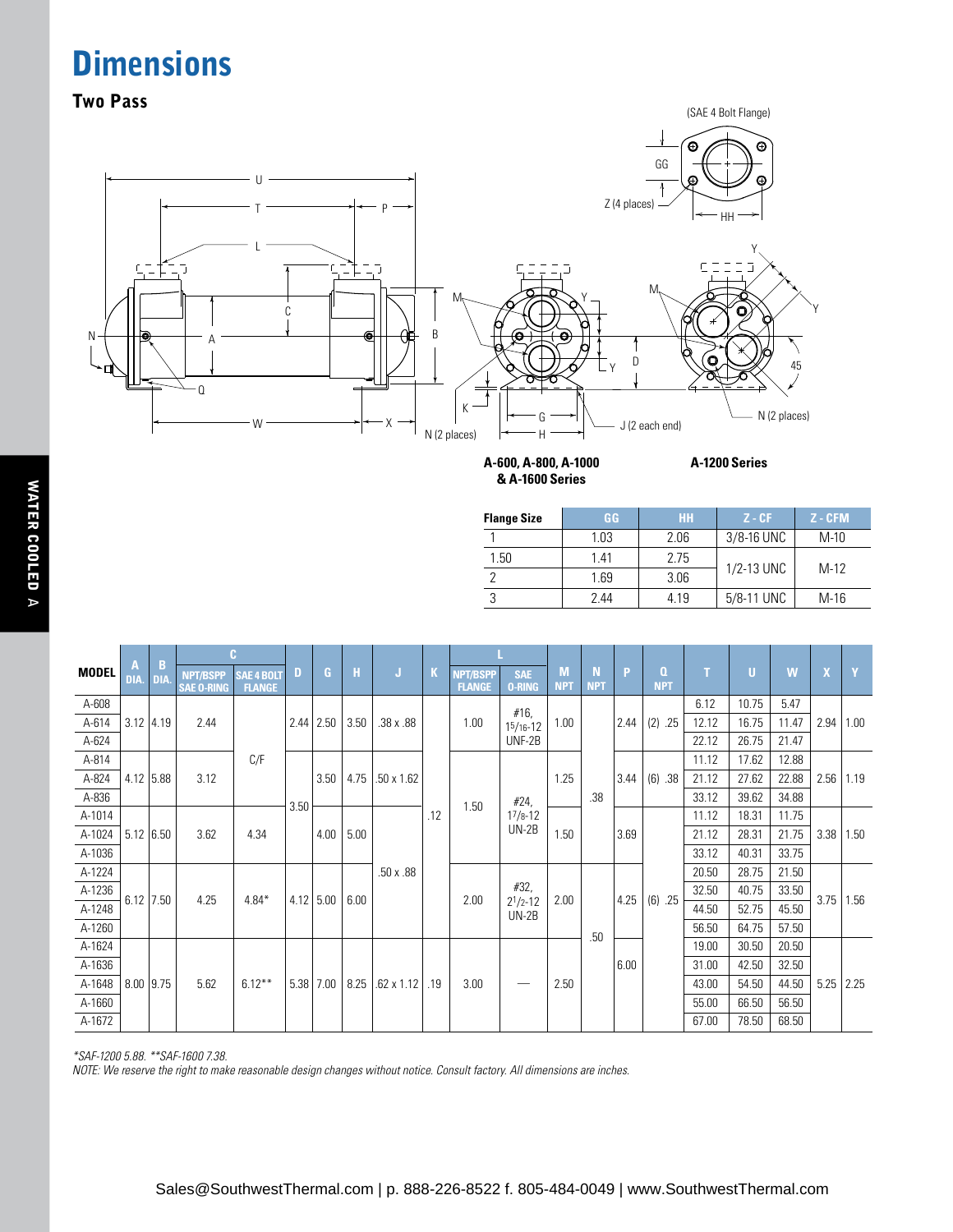# Dimensions

## Two Pass

(SAE 4 Bolt Flange)

**A-600, A-800, A-1000 & A-1600 Series**

**A-1200 Series**

| Flange Size | GG | HH | Z - CF | Z - CFM |
|---|---|---|---|---|
| 1 | 1.03 | 2.06 | 3/8-16 UNC | M-10 |
| 1.50 | 1.41 | 2.75 | 1/2-13 UNC | M-12 |
| 2 | 1.69 | 3.06 | 1/2-13 UNC | M-12 |
| 3 | 2.44 | 4.19 | 5/8-11 UNC | M-16 |

| MODEL | A DIA. | B DIA. | C | | D | G | H | J | K | L | | M NPT | N NPT | P | Q NPT | T | U | W | X | Y |
|---|---|---|---|---|---|---|---|---|---|---|---|---|---|---|---|---|---|---|---|---|
| | | | NPT/BSPP SAE O-RING | SAE 4 BOLT FLANGE | | | | | | NPT/BSPP FLANGE | SAE O-RING | | | | | | | | | |
| A-608 | 3.12 | 4.19 | 2.44 | C/F | 2.44 | 2.50 | 3.50 | .38 x .88 | .12 | 1.00 | #16, 15/16-12 UNF-2B | 1.00 | .38 | 2.44 | (2) .25 | 6.12 | 10.75 | 5.47 | 2.94 | 1.00 |
| A-614 | 3.12 | 4.19 | 2.44 | C/F | 2.44 | 2.50 | 3.50 | .38 x .88 | .12 | 1.00 | #16, 15/16-12 UNF-2B | 1.00 | .38 | 2.44 | (2) .25 | 12.12 | 16.75 | 11.47 | 2.94 | 1.00 |
| A-624 | 3.12 | 4.19 | 2.44 | C/F | 2.44 | 2.50 | 3.50 | .38 x .88 | .12 | 1.00 | #16, 15/16-12 UNF-2B | 1.00 | .38 | 2.44 | (2) .25 | 22.12 | 26.75 | 21.47 | 2.94 | 1.00 |
| A-814 | 4.12 | 5.88 | 3.12 | C/F | 3.50 | 3.50 | 4.75 | .50 x 1.62 | .12 | 1.50 | #24, 17/8-12 UN-2B | 1.25 | .38 | 3.44 | (6) .38 | 11.12 | 17.62 | 12.88 | 2.56 | 1.19 |
| A-824 | 4.12 | 5.88 | 3.12 | C/F | 3.50 | 3.50 | 4.75 | .50 x 1.62 | .12 | 1.50 | #24, 17/8-12 UN-2B | 1.25 | .38 | 3.44 | (6) .38 | 21.12 | 27.62 | 22.88 | 2.56 | 1.19 |
| A-836 | 4.12 | 5.88 | 3.12 | C/F | 3.50 | 3.50 | 4.75 | .50 x 1.62 | .12 | 1.50 | #24, 17/8-12 UN-2B | 1.25 | .38 | 3.44 | (6) .38 | 33.12 | 39.62 | 34.88 | 2.56 | 1.19 |
| A-1014 | 5.12 | 6.50 | 3.62 | 4.34 | 3.50 | 4.00 | 5.00 | .50 x .88 | .12 | 1.50 | #24, 17/8-12 UN-2B | 1.50 | .38 | 3.69 | (6) .25 | 11.12 | 18.31 | 11.75 | 3.38 | 1.50 |
| A-1024 | 5.12 | 6.50 | 3.62 | 4.34 | 3.50 | 4.00 | 5.00 | .50 x .88 | .12 | 1.50 | #24, 17/8-12 UN-2B | 1.50 | .38 | 3.69 | (6) .25 | 21.12 | 28.31 | 21.75 | 3.38 | 1.50 |
| A-1036 | 5.12 | 6.50 | 3.62 | 4.34 | 3.50 | 4.00 | 5.00 | .50 x .88 | .12 | 1.50 | #24, 17/8-12 UN-2B | 1.50 | .38 | 3.69 | (6) .25 | 33.12 | 40.31 | 33.75 | 3.38 | 1.50 |
| A-1224 | 6.12 | 7.50 | 4.25 | 4.84* | 4.12 | 5.00 | 6.00 | .50 x .88 | .12 | 2.00 | #32, 21/2-12 UN-2B | 2.00 | .50 | 4.25 | (6) .25 | 20.50 | 28.75 | 21.50 | 3.75 | 1.56 |
| A-1236 | 6.12 | 7.50 | 4.25 | 4.84* | 4.12 | 5.00 | 6.00 | .50 x .88 | .12 | 2.00 | #32, 21/2-12 UN-2B | 2.00 | .50 | 4.25 | (6) .25 | 32.50 | 40.75 | 33.50 | 3.75 | 1.56 |
| A-1248 | 6.12 | 7.50 | 4.25 | 4.84* | 4.12 | 5.00 | 6.00 | .50 x .88 | .12 | 2.00 | #32, 21/2-12 UN-2B | 2.00 | .50 | 4.25 | (6) .25 | 44.50 | 52.75 | 45.50 | 3.75 | 1.56 |
| A-1260 | 6.12 | 7.50 | 4.25 | 4.84* | 4.12 | 5.00 | 6.00 | .50 x .88 | .12 | 2.00 | #32, 21/2-12 UN-2B | 2.00 | .50 | 4.25 | (6) .25 | 56.50 | 64.75 | 57.50 | 3.75 | 1.56 |
| A-1624 | 8.00 | 9.75 | 5.62 | 6.12** | 5.38 | 7.00 | 8.25 | .62 x 1.12 | .19 | 3.00 | — | 2.50 | .50 | 6.00 | (6) .25 | 19.00 | 30.50 | 20.50 | 5.25 | 2.25 |
| A-1636 | 8.00 | 9.75 | 5.62 | 6.12** | 5.38 | 7.00 | 8.25 | .62 x 1.12 | .19 | 3.00 | — | 2.50 | .50 | 6.00 | (6) .25 | 31.00 | 42.50 | 32.50 | 5.25 | 2.25 |
| A-1648 | 8.00 | 9.75 | 5.62 | 6.12** | 5.38 | 7.00 | 8.25 | .62 x 1.12 | .19 | 3.00 | — | 2.50 | .50 | 6.00 | (6) .25 | 43.00 | 54.50 | 44.50 | 5.25 | 2.25 |
| A-1660 | 8.00 | 9.75 | 5.62 | 6.12** | 5.38 | 7.00 | 8.25 | .62 x 1.12 | .19 | 3.00 | — | 2.50 | .50 | 6.00 | (6) .25 | 55.00 | 66.50 | 56.50 | 5.25 | 2.25 |
| A-1672 | 8.00 | 9.75 | 5.62 | 6.12** | 5.38 | 7.00 | 8.25 | .62 x 1.12 | .19 | 3.00 | — | 2.50 | .50 | 6.00 | (6) .25 | 67.00 | 78.50 | 68.50 | 5.25 | 2.25 |

*\*SAF-1200 5.88. \*\*SAF-1600 7.38.*

*NOTE: We reserve the right to make reasonable design changes without notice. Consult factory. All dimensions are inches.*

Sales@SouthwestThermal.com | p. 888-226-8522 f. 805-484-0049 | www.SouthwestThermal.com